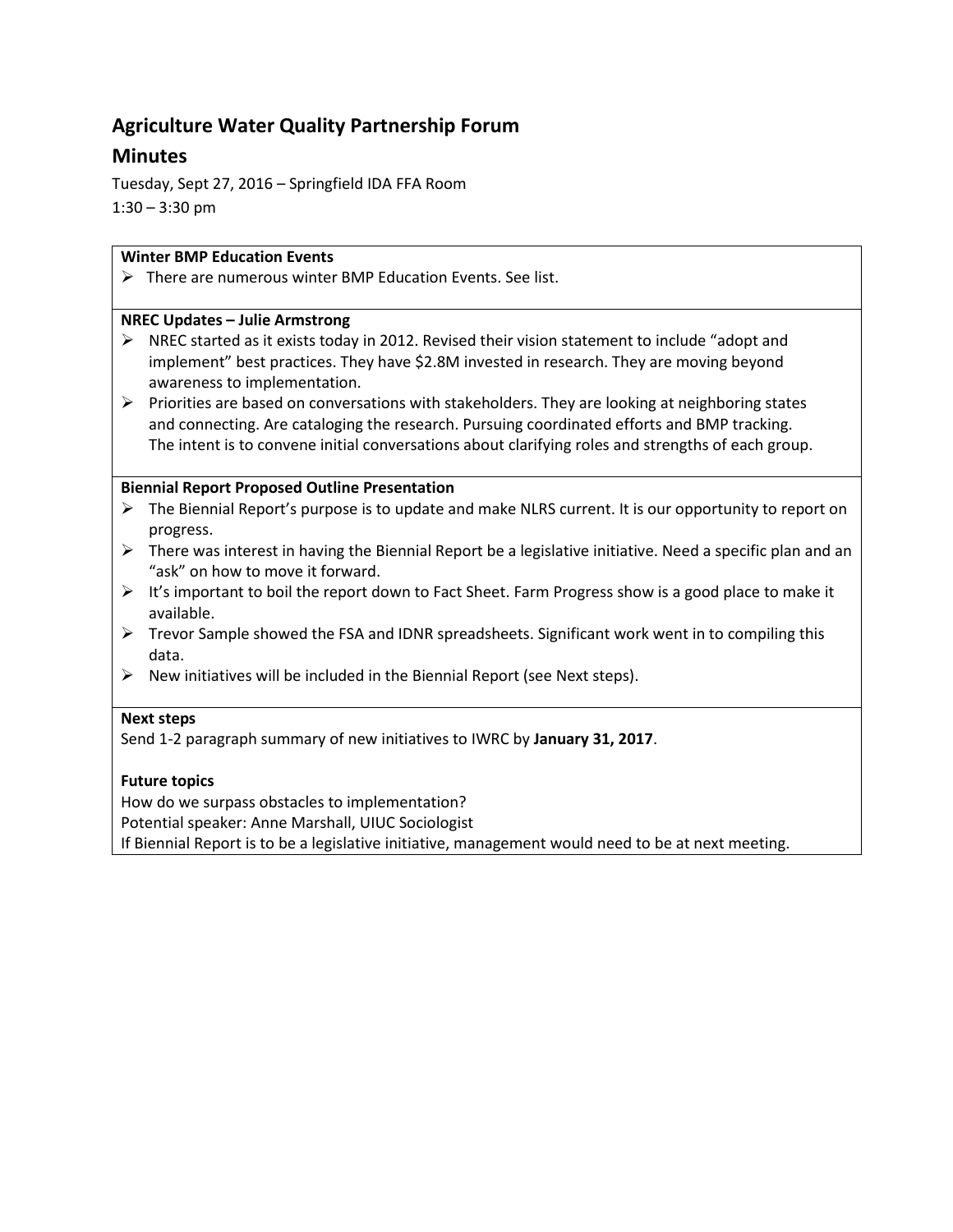# Agriculture Water Quality Partnership Forum

## Minutes

Tuesday, Sept 27, 2016 – Springfield IDA FFA Room
1:30 – 3:30 pm

**Winter BMP Education Events**

- There are numerous winter BMP Education Events. See list.

**NREC Updates – Julie Armstrong**

- NREC started as it exists today in 2012. Revised their vision statement to include "adopt and implement" best practices. They have $2.8M invested in research. They are moving beyond awareness to implementation.
- Priorities are based on conversations with stakeholders. They are looking at neighboring states and connecting. Are cataloging the research. Pursuing coordinated efforts and BMP tracking. The intent is to convene initial conversations about clarifying roles and strengths of each group.

**Biennial Report Proposed Outline Presentation**

- The Biennial Report's purpose is to update and make NLRS current. It is our opportunity to report on progress.
- There was interest in having the Biennial Report be a legislative initiative. Need a specific plan and an "ask" on how to move it forward.
- It's important to boil the report down to Fact Sheet. Farm Progress show is a good place to make it available.
- Trevor Sample showed the FSA and IDNR spreadsheets. Significant work went in to compiling this data.
- New initiatives will be included in the Biennial Report (see Next steps).

**Next steps**

Send 1-2 paragraph summary of new initiatives to IWRC by **January 31, 2017**.

**Future topics**

How do we surpass obstacles to implementation?
Potential speaker: Anne Marshall, UIUC Sociologist
If Biennial Report is to be a legislative initiative, management would need to be at next meeting.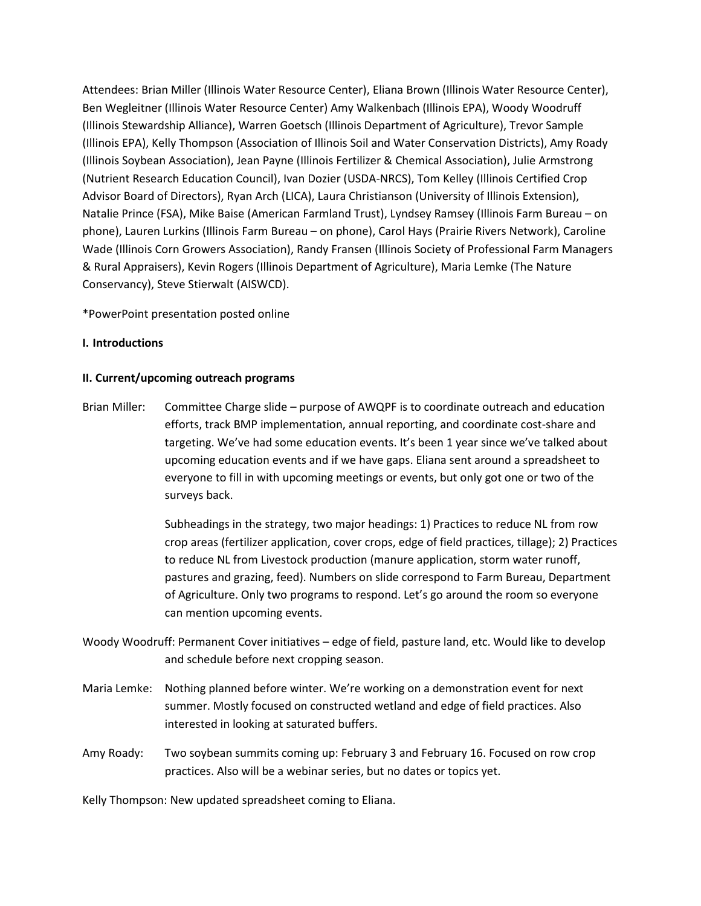Attendees: Brian Miller (Illinois Water Resource Center), Eliana Brown (Illinois Water Resource Center), Ben Wegleitner (Illinois Water Resource Center) Amy Walkenbach (Illinois EPA), Woody Woodruff (Illinois Stewardship Alliance), Warren Goetsch (Illinois Department of Agriculture), Trevor Sample (Illinois EPA), Kelly Thompson (Association of Illinois Soil and Water Conservation Districts), Amy Roady (Illinois Soybean Association), Jean Payne (Illinois Fertilizer & Chemical Association), Julie Armstrong (Nutrient Research Education Council), Ivan Dozier (USDA-NRCS), Tom Kelley (Illinois Certified Crop Advisor Board of Directors), Ryan Arch (LICA), Laura Christianson (University of Illinois Extension), Natalie Prince (FSA), Mike Baise (American Farmland Trust), Lyndsey Ramsey (Illinois Farm Bureau – on phone), Lauren Lurkins (Illinois Farm Bureau – on phone), Carol Hays (Prairie Rivers Network), Caroline Wade (Illinois Corn Growers Association), Randy Fransen (Illinois Society of Professional Farm Managers & Rural Appraisers), Kevin Rogers (Illinois Department of Agriculture), Maria Lemke (The Nature Conservancy), Steve Stierwalt (AISWCD).

*PowerPoint presentation posted online

**I. Introductions**

**II. Current/upcoming outreach programs**

Brian Miller: Committee Charge slide – purpose of AWQPF is to coordinate outreach and education efforts, track BMP implementation, annual reporting, and coordinate cost-share and targeting. We've had some education events. It's been 1 year since we've talked about upcoming education events and if we have gaps. Eliana sent around a spreadsheet to everyone to fill in with upcoming meetings or events, but only got one or two of the surveys back.

Subheadings in the strategy, two major headings: 1) Practices to reduce NL from row crop areas (fertilizer application, cover crops, edge of field practices, tillage); 2) Practices to reduce NL from Livestock production (manure application, storm water runoff, pastures and grazing, feed). Numbers on slide correspond to Farm Bureau, Department of Agriculture. Only two programs to respond. Let's go around the room so everyone can mention upcoming events.

Woody Woodruff: Permanent Cover initiatives – edge of field, pasture land, etc. Would like to develop and schedule before next cropping season.

Maria Lemke: Nothing planned before winter. We're working on a demonstration event for next summer. Mostly focused on constructed wetland and edge of field practices. Also interested in looking at saturated buffers.

Amy Roady: Two soybean summits coming up: February 3 and February 16. Focused on row crop practices. Also will be a webinar series, but no dates or topics yet.

Kelly Thompson: New updated spreadsheet coming to Eliana.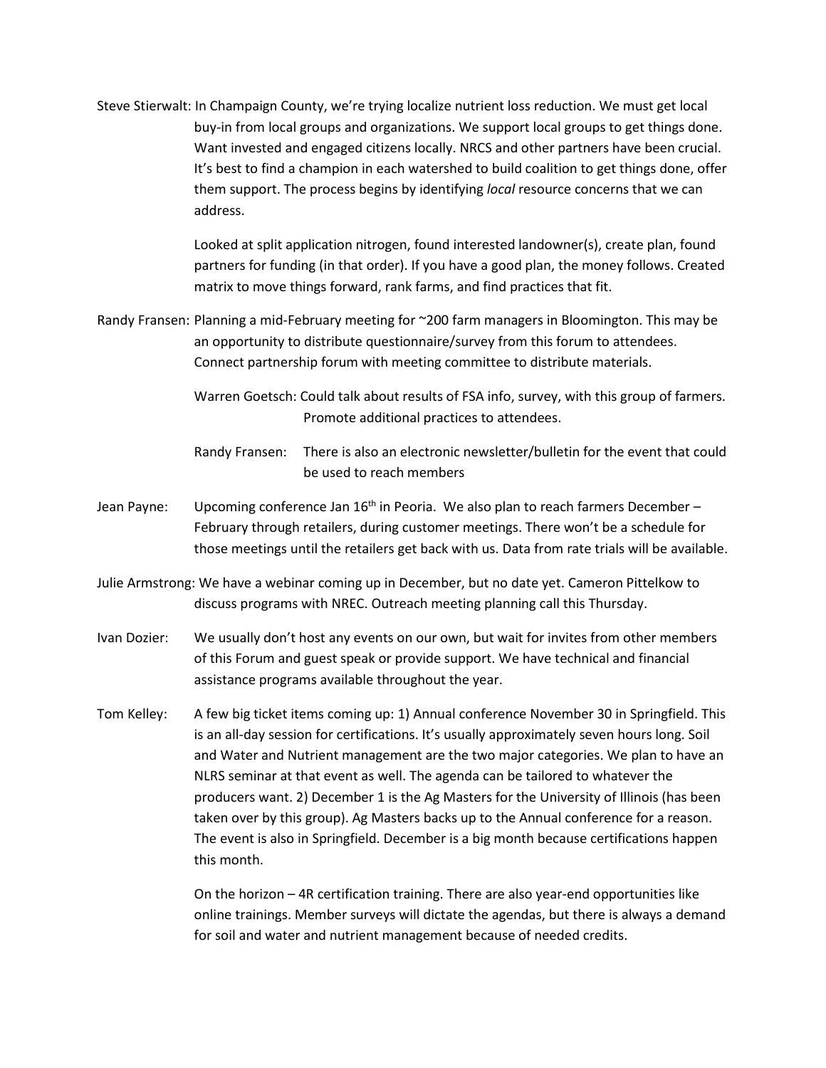Steve Stierwalt: In Champaign County, we're trying localize nutrient loss reduction. We must get local buy-in from local groups and organizations. We support local groups to get things done. Want invested and engaged citizens locally. NRCS and other partners have been crucial. It's best to find a champion in each watershed to build coalition to get things done, offer them support. The process begins by identifying *local* resource concerns that we can address.

Looked at split application nitrogen, found interested landowner(s), create plan, found partners for funding (in that order). If you have a good plan, the money follows. Created matrix to move things forward, rank farms, and find practices that fit.

Randy Fransen: Planning a mid-February meeting for ~200 farm managers in Bloomington. This may be an opportunity to distribute questionnaire/survey from this forum to attendees. Connect partnership forum with meeting committee to distribute materials.

> Warren Goetsch: Could talk about results of FSA info, survey, with this group of farmers. Promote additional practices to attendees.
>
> Randy Fransen: There is also an electronic newsletter/bulletin for the event that could be used to reach members

Jean Payne: Upcoming conference Jan 16th in Peoria. We also plan to reach farmers December – February through retailers, during customer meetings. There won't be a schedule for those meetings until the retailers get back with us. Data from rate trials will be available.

Julie Armstrong: We have a webinar coming up in December, but no date yet. Cameron Pittelkow to discuss programs with NREC. Outreach meeting planning call this Thursday.

Ivan Dozier: We usually don't host any events on our own, but wait for invites from other members of this Forum and guest speak or provide support. We have technical and financial assistance programs available throughout the year.

Tom Kelley: A few big ticket items coming up: 1) Annual conference November 30 in Springfield. This is an all-day session for certifications. It's usually approximately seven hours long. Soil and Water and Nutrient management are the two major categories. We plan to have an NLRS seminar at that event as well. The agenda can be tailored to whatever the producers want. 2) December 1 is the Ag Masters for the University of Illinois (has been taken over by this group). Ag Masters backs up to the Annual conference for a reason. The event is also in Springfield. December is a big month because certifications happen this month.

On the horizon – 4R certification training. There are also year-end opportunities like online trainings. Member surveys will dictate the agendas, but there is always a demand for soil and water and nutrient management because of needed credits.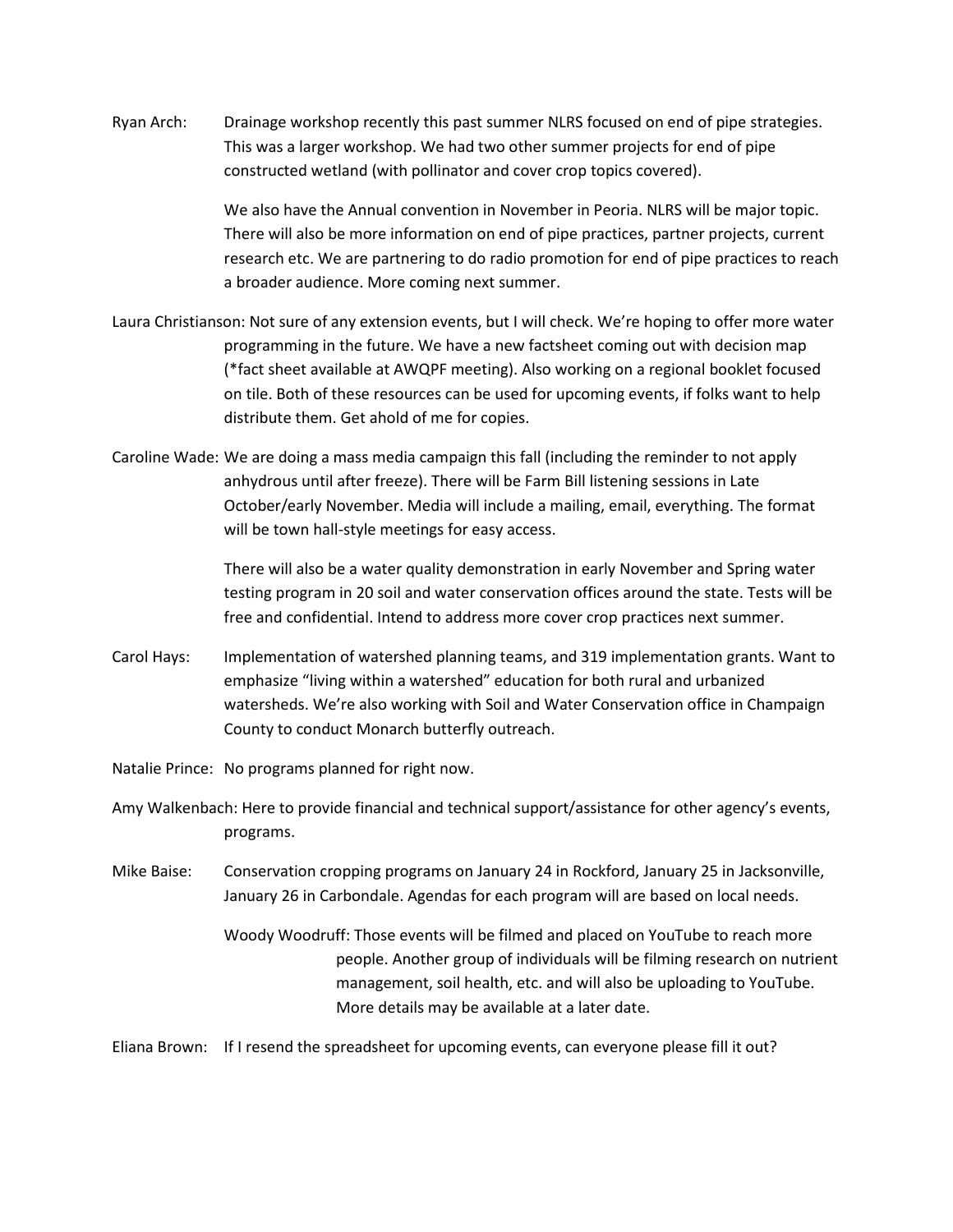Ryan Arch: Drainage workshop recently this past summer NLRS focused on end of pipe strategies. This was a larger workshop. We had two other summer projects for end of pipe constructed wetland (with pollinator and cover crop topics covered).

We also have the Annual convention in November in Peoria. NLRS will be major topic. There will also be more information on end of pipe practices, partner projects, current research etc. We are partnering to do radio promotion for end of pipe practices to reach a broader audience. More coming next summer.

Laura Christianson: Not sure of any extension events, but I will check. We're hoping to offer more water programming in the future. We have a new factsheet coming out with decision map (*fact sheet available at AWQPF meeting). Also working on a regional booklet focused on tile. Both of these resources can be used for upcoming events, if folks want to help distribute them. Get ahold of me for copies.

Caroline Wade: We are doing a mass media campaign this fall (including the reminder to not apply anhydrous until after freeze). There will be Farm Bill listening sessions in Late October/early November. Media will include a mailing, email, everything. The format will be town hall-style meetings for easy access.

There will also be a water quality demonstration in early November and Spring water testing program in 20 soil and water conservation offices around the state. Tests will be free and confidential. Intend to address more cover crop practices next summer.

Carol Hays: Implementation of watershed planning teams, and 319 implementation grants. Want to emphasize "living within a watershed" education for both rural and urbanized watersheds. We're also working with Soil and Water Conservation office in Champaign County to conduct Monarch butterfly outreach.

Natalie Prince: No programs planned for right now.

Amy Walkenbach: Here to provide financial and technical support/assistance for other agency's events, programs.

Mike Baise: Conservation cropping programs on January 24 in Rockford, January 25 in Jacksonville, January 26 in Carbondale. Agendas for each program will are based on local needs.

Woody Woodruff: Those events will be filmed and placed on YouTube to reach more people. Another group of individuals will be filming research on nutrient management, soil health, etc. and will also be uploading to YouTube. More details may be available at a later date.

Eliana Brown: If I resend the spreadsheet for upcoming events, can everyone please fill it out?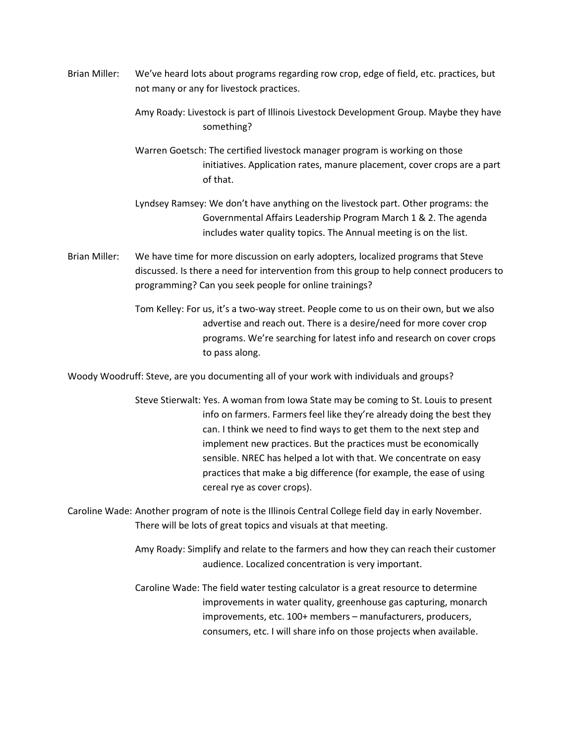Brian Miller: We've heard lots about programs regarding row crop, edge of field, etc. practices, but not many or any for livestock practices.

> Amy Roady: Livestock is part of Illinois Livestock Development Group. Maybe they have something?
>
> Warren Goetsch: The certified livestock manager program is working on those initiatives. Application rates, manure placement, cover crops are a part of that.
>
> Lyndsey Ramsey: We don't have anything on the livestock part. Other programs: the Governmental Affairs Leadership Program March 1 & 2. The agenda includes water quality topics. The Annual meeting is on the list.

Brian Miller: We have time for more discussion on early adopters, localized programs that Steve discussed. Is there a need for intervention from this group to help connect producers to programming? Can you seek people for online trainings?

> Tom Kelley: For us, it's a two-way street. People come to us on their own, but we also advertise and reach out. There is a desire/need for more cover crop programs. We're searching for latest info and research on cover crops to pass along.

Woody Woodruff: Steve, are you documenting all of your work with individuals and groups?

> Steve Stierwalt: Yes. A woman from Iowa State may be coming to St. Louis to present info on farmers. Farmers feel like they're already doing the best they can. I think we need to find ways to get them to the next step and implement new practices. But the practices must be economically sensible. NREC has helped a lot with that. We concentrate on easy practices that make a big difference (for example, the ease of using cereal rye as cover crops).

Caroline Wade: Another program of note is the Illinois Central College field day in early November. There will be lots of great topics and visuals at that meeting.

> Amy Roady: Simplify and relate to the farmers and how they can reach their customer audience. Localized concentration is very important.
>
> Caroline Wade: The field water testing calculator is a great resource to determine improvements in water quality, greenhouse gas capturing, monarch improvements, etc. 100+ members – manufacturers, producers, consumers, etc. I will share info on those projects when available.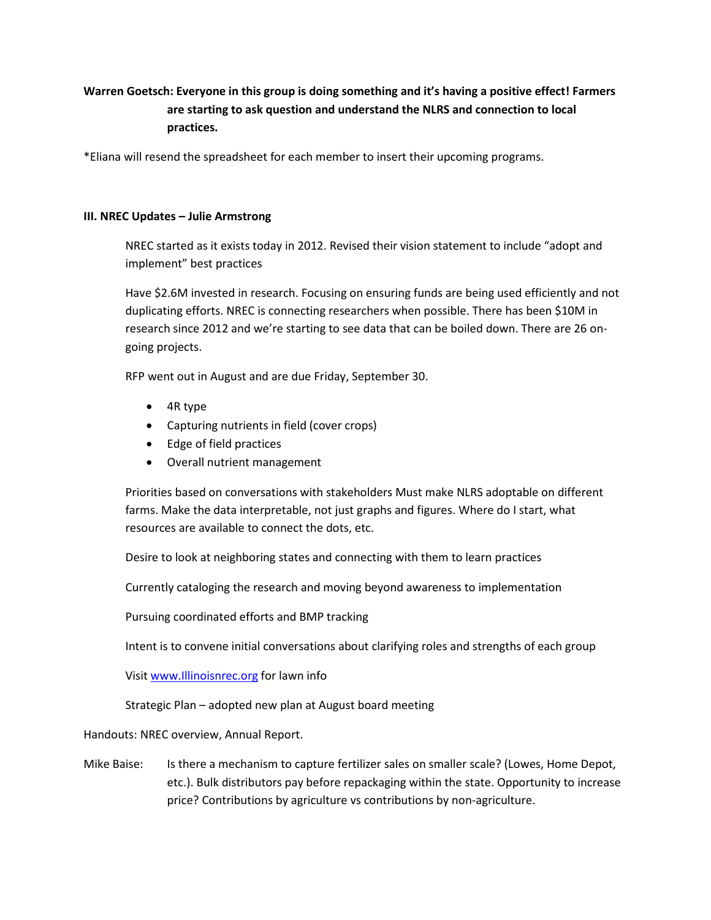**Warren Goetsch: Everyone in this group is doing something and it's having a positive effect! Farmers are starting to ask question and understand the NLRS and connection to local practices.**

*Eliana will resend the spreadsheet for each member to insert their upcoming programs.

### III. NREC Updates – Julie Armstrong

NREC started as it exists today in 2012. Revised their vision statement to include "adopt and implement" best practices

Have $2.6M invested in research. Focusing on ensuring funds are being used efficiently and not duplicating efforts. NREC is connecting researchers when possible. There has been $10M in research since 2012 and we're starting to see data that can be boiled down. There are 26 on-going projects.

RFP went out in August and are due Friday, September 30.

- 4R type
- Capturing nutrients in field (cover crops)
- Edge of field practices
- Overall nutrient management

Priorities based on conversations with stakeholders Must make NLRS adoptable on different farms. Make the data interpretable, not just graphs and figures. Where do I start, what resources are available to connect the dots, etc.

Desire to look at neighboring states and connecting with them to learn practices

Currently cataloging the research and moving beyond awareness to implementation

Pursuing coordinated efforts and BMP tracking

Intent is to convene initial conversations about clarifying roles and strengths of each group

Visit [www.Illinoisnrec.org](www.Illinoisnrec.org) for lawn info

Strategic Plan – adopted new plan at August board meeting

Handouts: NREC overview, Annual Report.

Mike Baise: Is there a mechanism to capture fertilizer sales on smaller scale? (Lowes, Home Depot, etc.). Bulk distributors pay before repackaging within the state. Opportunity to increase price? Contributions by agriculture vs contributions by non-agriculture.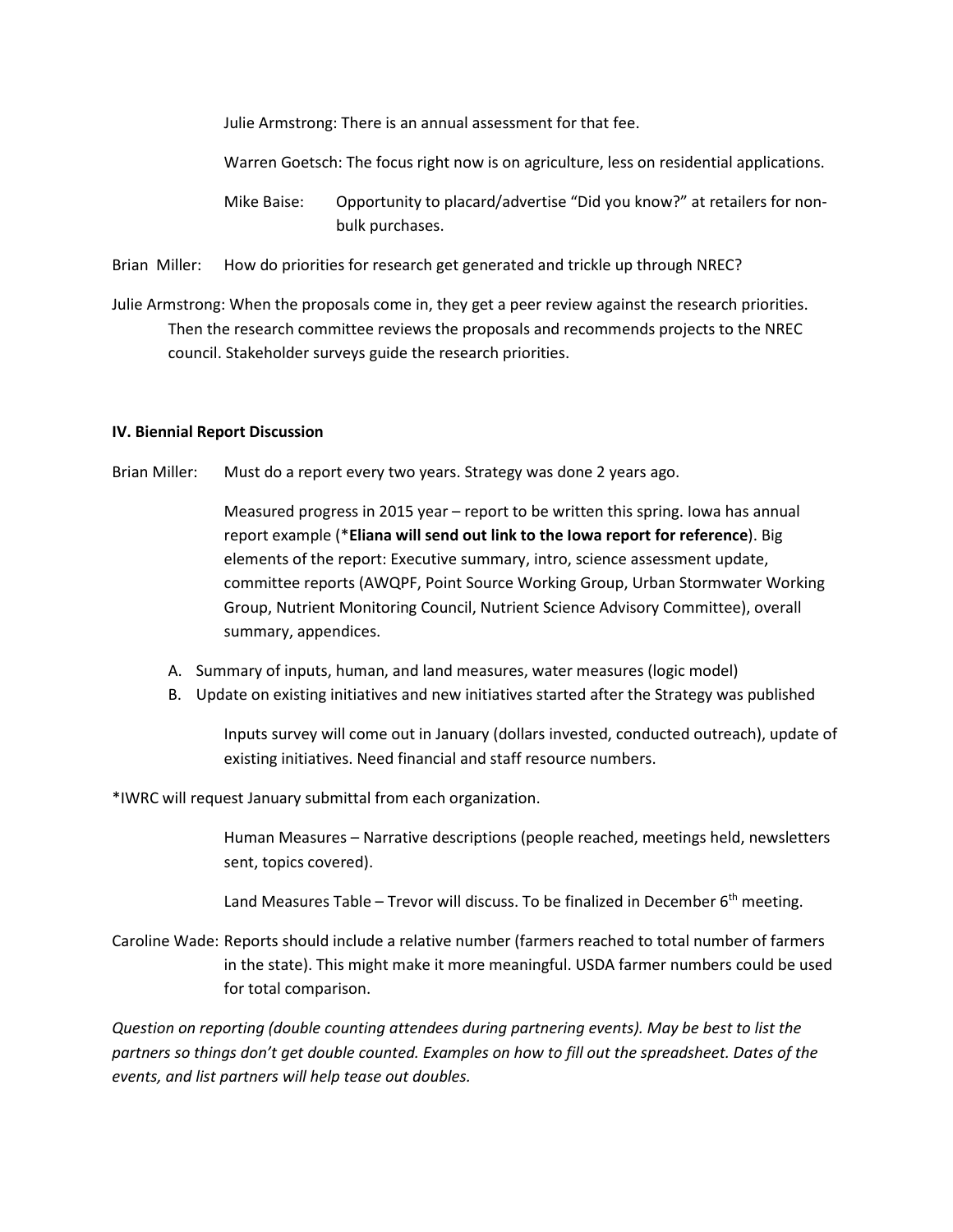Julie Armstrong: There is an annual assessment for that fee.

Warren Goetsch: The focus right now is on agriculture, less on residential applications.

Mike Baise: Opportunity to placard/advertise "Did you know?" at retailers for non-bulk purchases.

Brian Miller: How do priorities for research get generated and trickle up through NREC?

Julie Armstrong: When the proposals come in, they get a peer review against the research priorities. Then the research committee reviews the proposals and recommends projects to the NREC council. Stakeholder surveys guide the research priorities.

**IV. Biennial Report Discussion**

Brian Miller: Must do a report every two years. Strategy was done 2 years ago.

Measured progress in 2015 year – report to be written this spring. Iowa has annual report example (***Eliana will send out link to the Iowa report for reference**). Big elements of the report: Executive summary, intro, science assessment update, committee reports (AWQPF, Point Source Working Group, Urban Stormwater Working Group, Nutrient Monitoring Council, Nutrient Science Advisory Committee), overall summary, appendices.

A. Summary of inputs, human, and land measures, water measures (logic model)
B. Update on existing initiatives and new initiatives started after the Strategy was published

Inputs survey will come out in January (dollars invested, conducted outreach), update of existing initiatives. Need financial and staff resource numbers.

*IWRC will request January submittal from each organization.

Human Measures – Narrative descriptions (people reached, meetings held, newsletters sent, topics covered).

Land Measures Table – Trevor will discuss. To be finalized in December 6th meeting.

Caroline Wade: Reports should include a relative number (farmers reached to total number of farmers in the state). This might make it more meaningful. USDA farmer numbers could be used for total comparison.

*Question on reporting (double counting attendees during partnering events). May be best to list the partners so things don't get double counted. Examples on how to fill out the spreadsheet. Dates of the events, and list partners will help tease out doubles.*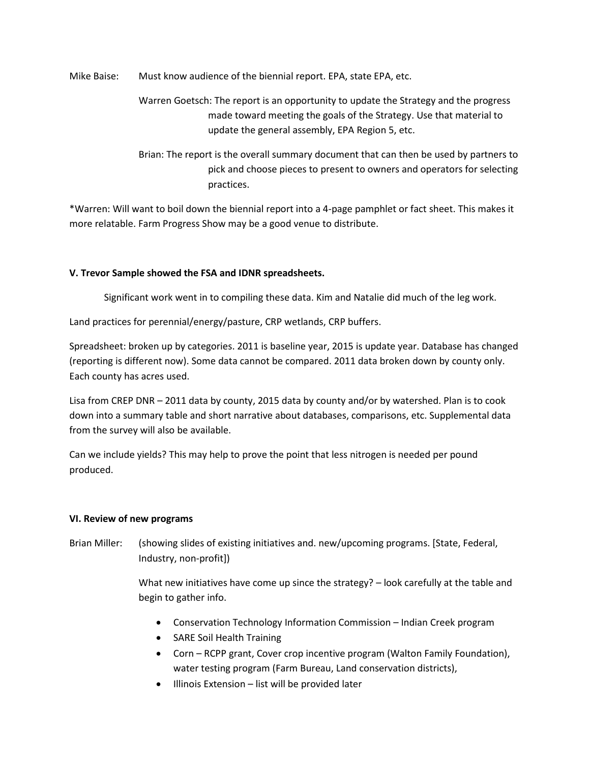Mike Baise: Must know audience of the biennial report. EPA, state EPA, etc.

Warren Goetsch: The report is an opportunity to update the Strategy and the progress made toward meeting the goals of the Strategy. Use that material to update the general assembly, EPA Region 5, etc.

Brian: The report is the overall summary document that can then be used by partners to pick and choose pieces to present to owners and operators for selecting practices.

*Warren: Will want to boil down the biennial report into a 4-page pamphlet or fact sheet. This makes it more relatable. Farm Progress Show may be a good venue to distribute.

**V. Trevor Sample showed the FSA and IDNR spreadsheets.**

Significant work went in to compiling these data. Kim and Natalie did much of the leg work.

Land practices for perennial/energy/pasture, CRP wetlands, CRP buffers.

Spreadsheet: broken up by categories. 2011 is baseline year, 2015 is update year. Database has changed (reporting is different now). Some data cannot be compared. 2011 data broken down by county only. Each county has acres used.

Lisa from CREP DNR – 2011 data by county, 2015 data by county and/or by watershed. Plan is to cook down into a summary table and short narrative about databases, comparisons, etc. Supplemental data from the survey will also be available.

Can we include yields? This may help to prove the point that less nitrogen is needed per pound produced.

**VI. Review of new programs**

Brian Miller: (showing slides of existing initiatives and. new/upcoming programs. [State, Federal, Industry, non-profit])

What new initiatives have come up since the strategy? – look carefully at the table and begin to gather info.

- Conservation Technology Information Commission – Indian Creek program
- SARE Soil Health Training
- Corn – RCPP grant, Cover crop incentive program (Walton Family Foundation), water testing program (Farm Bureau, Land conservation districts),
- Illinois Extension – list will be provided later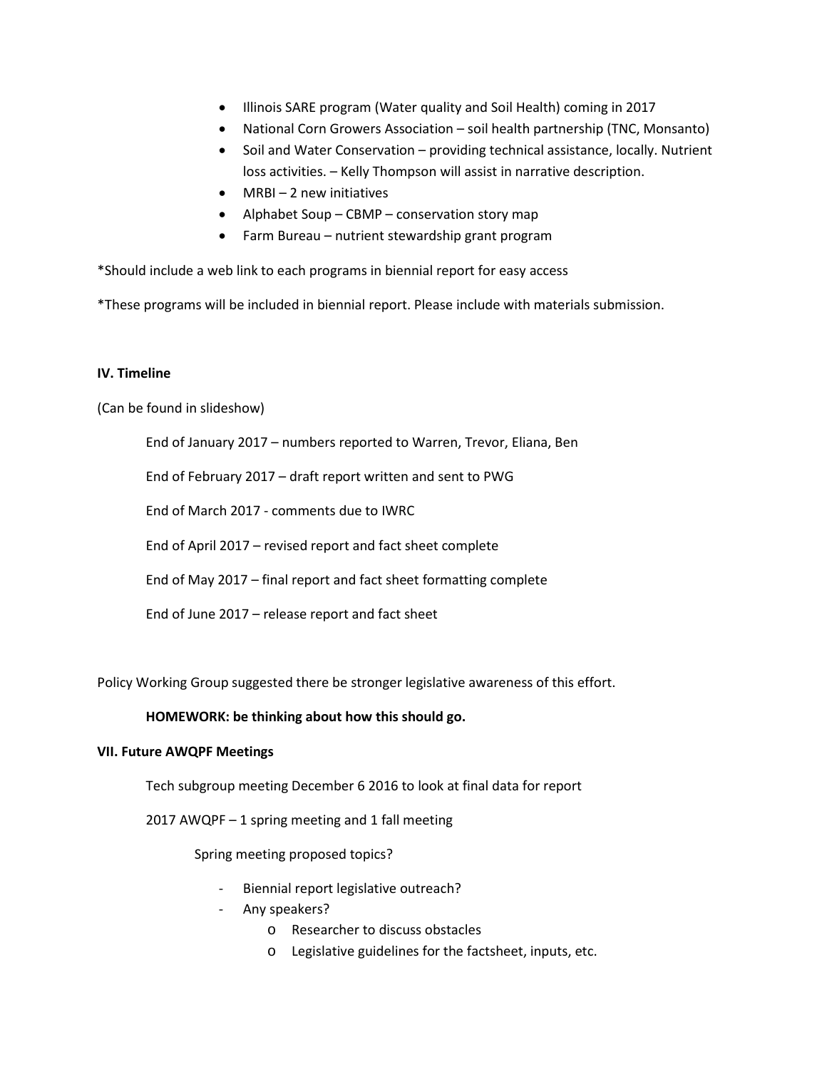- Illinois SARE program (Water quality and Soil Health) coming in 2017
- National Corn Growers Association – soil health partnership (TNC, Monsanto)
- Soil and Water Conservation – providing technical assistance, locally. Nutrient loss activities. – Kelly Thompson will assist in narrative description.
- MRBI – 2 new initiatives
- Alphabet Soup – CBMP – conservation story map
- Farm Bureau – nutrient stewardship grant program

*Should include a web link to each programs in biennial report for easy access

*These programs will be included in biennial report. Please include with materials submission.

**IV. Timeline**

(Can be found in slideshow)

End of January 2017 – numbers reported to Warren, Trevor, Eliana, Ben

End of February 2017 – draft report written and sent to PWG

End of March 2017 - comments due to IWRC

End of April 2017 – revised report and fact sheet complete

End of May 2017 – final report and fact sheet formatting complete

End of June 2017 – release report and fact sheet

Policy Working Group suggested there be stronger legislative awareness of this effort.

**HOMEWORK: be thinking about how this should go.**

**VII. Future AWQPF Meetings**

Tech subgroup meeting December 6 2016 to look at final data for report

2017 AWQPF – 1 spring meeting and 1 fall meeting

Spring meeting proposed topics?

- Biennial report legislative outreach?
- Any speakers?
  - Researcher to discuss obstacles
  - Legislative guidelines for the factsheet, inputs, etc.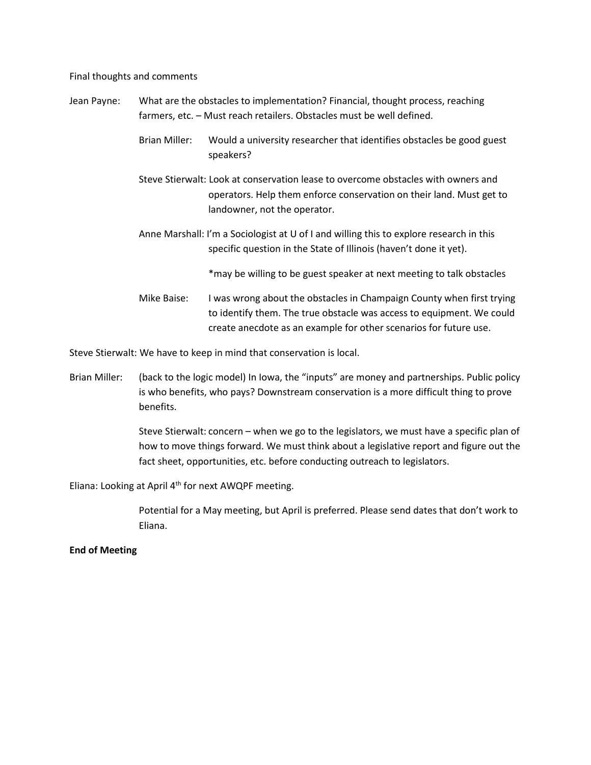Final thoughts and comments

Jean Payne: What are the obstacles to implementation? Financial, thought process, reaching farmers, etc. – Must reach retailers. Obstacles must be well defined.

> Brian Miller: Would a university researcher that identifies obstacles be good guest speakers?
>
> Steve Stierwalt: Look at conservation lease to overcome obstacles with owners and operators. Help them enforce conservation on their land. Must get to landowner, not the operator.
>
> Anne Marshall: I'm a Sociologist at U of I and willing this to explore research in this specific question in the State of Illinois (haven't done it yet).
>
> *may be willing to be guest speaker at next meeting to talk obstacles
>
> Mike Baise: I was wrong about the obstacles in Champaign County when first trying to identify them. The true obstacle was access to equipment. We could create anecdote as an example for other scenarios for future use.

Steve Stierwalt: We have to keep in mind that conservation is local.

Brian Miller: (back to the logic model) In Iowa, the "inputs" are money and partnerships. Public policy is who benefits, who pays? Downstream conservation is a more difficult thing to prove benefits.

> Steve Stierwalt: concern – when we go to the legislators, we must have a specific plan of how to move things forward. We must think about a legislative report and figure out the fact sheet, opportunities, etc. before conducting outreach to legislators.

Eliana: Looking at April 4th for next AWQPF meeting.

> Potential for a May meeting, but April is preferred. Please send dates that don't work to Eliana.

**End of Meeting**